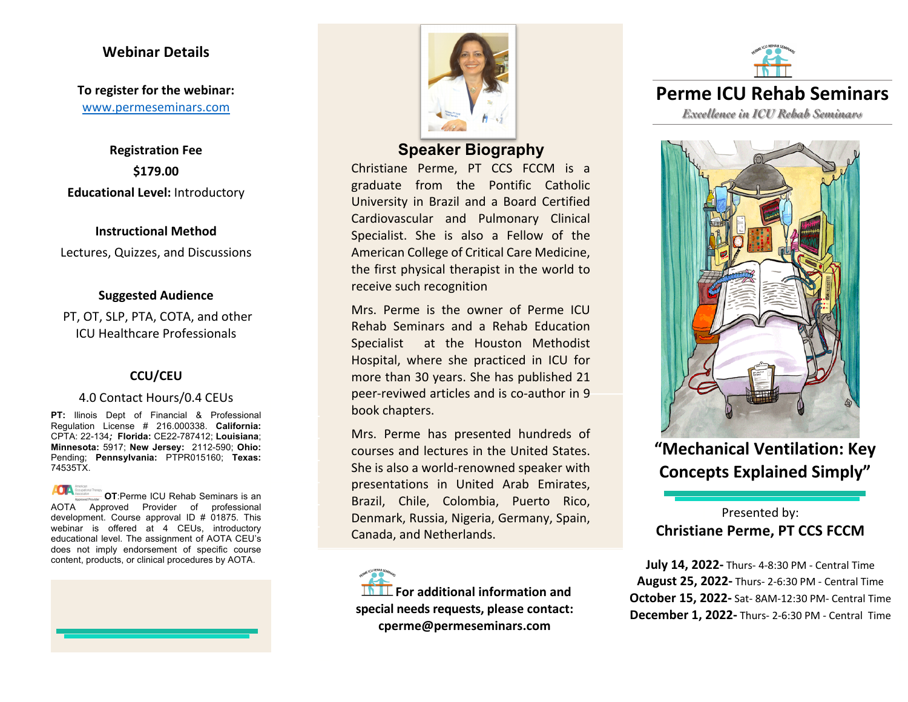## Webinar Details

**To register for the webinar:**
www.permeseminars.com

**Registration Fee**
**$179.00**
**Educational Level:** Introductory

**Instructional Method**
Lectures, Quizzes, and Discussions

**Suggested Audience**
PT, OT, SLP, PTA, COTA, and other ICU Healthcare Professionals

**CCU/CEU**
4.0 Contact Hours/0.4 CEUs

**PT:** Ilinois Dept of Financial & Professional Regulation License # 216.000338. **California:** CPTA: 22-134**;** **Florida:** CE22-787412; **Louisiana**; **Minnesota:** 5917; **New Jersey:** 2112-590; **Ohio:** Pending; **Pennsylvania:** PTPR015160; **Texas:** 74535TX.

**OT**:Perme ICU Rehab Seminars is an AOTA Approved Provider of professional development. Course approval ID # 01875. This webinar is offered at 4 CEUs, introductory educational level. The assignment of AOTA CEU's does not imply endorsement of specific course content, products, or clinical procedures by AOTA.

## Speaker Biography

Christiane Perme, PT CCS FCCM is a graduate from the Pontific Catholic University in Brazil and a Board Certified Cardiovascular and Pulmonary Clinical Specialist. She is also a Fellow of the American College of Critical Care Medicine, the first physical therapist in the world to receive such recognition

Mrs. Perme is the owner of Perme ICU Rehab Seminars and a Rehab Education Specialist at the Houston Methodist Hospital, where she practiced in ICU for more than 30 years. She has published 21 peer-reviwed articles and is co-author in 9 book chapters.

Mrs. Perme has presented hundreds of courses and lectures in the United States. She is also a world-renowned speaker with presentations in United Arab Emirates, Brazil, Chile, Colombia, Puerto Rico, Denmark, Russia, Nigeria, Germany, Spain, Canada, and Netherlands.

**For additional information and special needs requests, please contact: cperme@permeseminars.com**

# Perme ICU Rehab Seminars

*Excellence in ICU Rehab Seminars*

## "Mechanical Ventilation: Key Concepts Explained Simply"

Presented by:
**Christiane Perme, PT CCS FCCM**

**July 14, 2022-** Thurs- 4-8:30 PM - Central Time
**August 25, 2022-** Thurs- 2-6:30 PM - Central Time
**October 15, 2022-** Sat- 8AM-12:30 PM- Central Time
**December 1, 2022-** Thurs- 2-6:30 PM - Central Time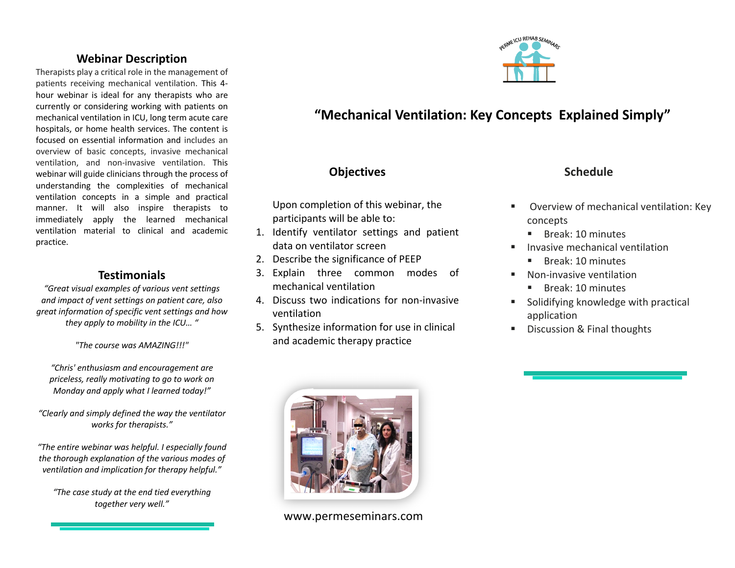## Webinar Description

Therapists play a critical role in the management of patients receiving mechanical ventilation. This 4-hour webinar is ideal for any therapists who are currently or considering working with patients on mechanical ventilation in ICU, long term acute care hospitals, or home health services. The content is focused on essential information and includes an overview of basic concepts, invasive mechanical ventilation, and non-invasive ventilation. This webinar will guide clinicians through the process of understanding the complexities of mechanical ventilation concepts in a simple and practical manner. It will also inspire therapists to immediately apply the learned mechanical ventilation material to clinical and academic practice.

## Testimonials

*"Great visual examples of various vent settings and impact of vent settings on patient care, also great information of specific vent settings and how they apply to mobility in the ICU… "*

*"The course was AMAZING!!!"*

*"Chris' enthusiasm and encouragement are priceless, really motivating to go to work on Monday and apply what I learned today!"*

*"Clearly and simply defined the way the ventilator works for therapists."*

*"The entire webinar was helpful. I especially found the thorough explanation of the various modes of ventilation and implication for therapy helpful."*

*"The case study at the end tied everything together very well."*

PERME ICU REHAB SEMINARS

# "Mechanical Ventilation: Key Concepts Explained Simply"

## Objectives

Upon completion of this webinar, the participants will be able to:

1. Identify ventilator settings and patient data on ventilator screen
2. Describe the significance of PEEP
3. Explain three common modes of mechanical ventilation
4. Discuss two indications for non-invasive ventilation
5. Synthesize information for use in clinical and academic therapy practice

www.permeseminars.com

## Schedule

- Overview of mechanical ventilation: Key concepts
  - Break: 10 minutes
- Invasive mechanical ventilation
  - Break: 10 minutes
- Non-invasive ventilation
  - Break: 10 minutes
- Solidifying knowledge with practical application
- Discussion & Final thoughts